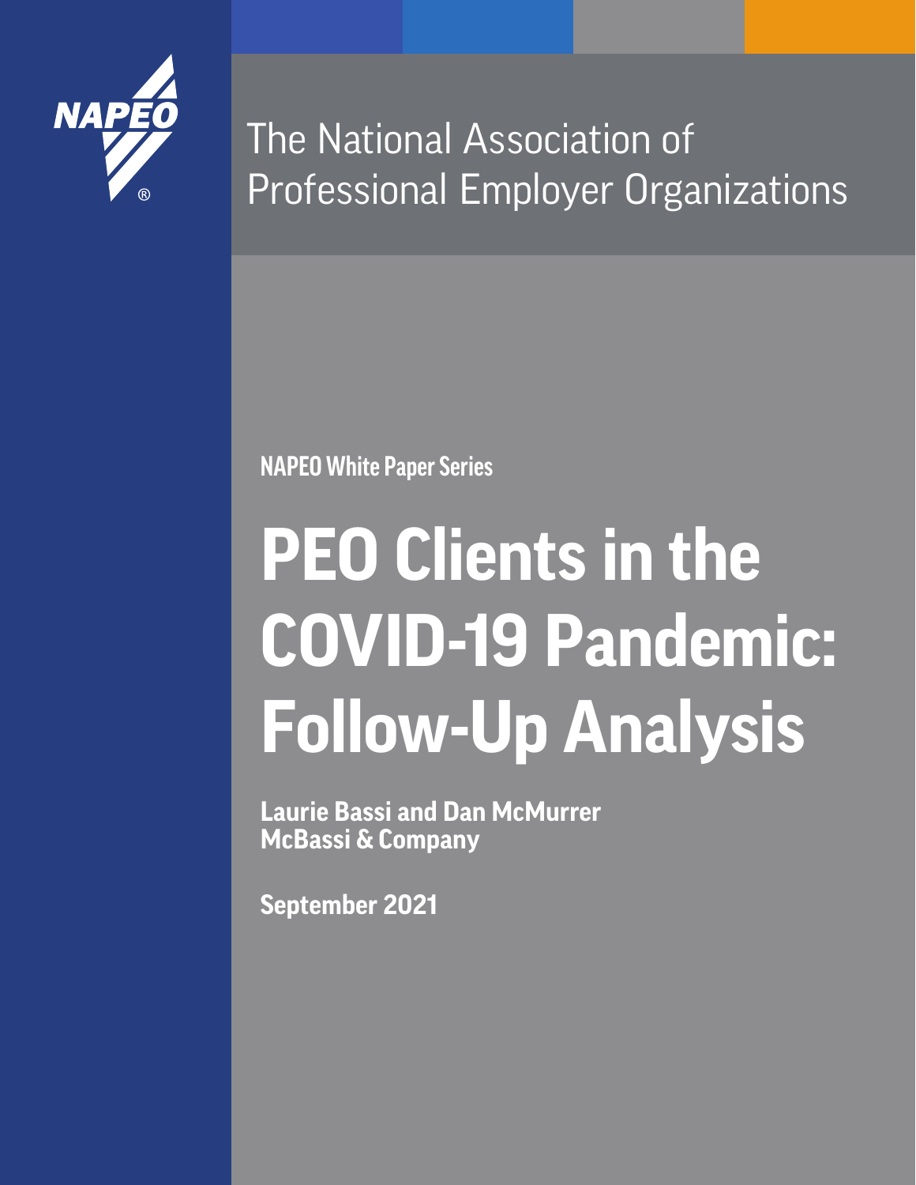NAPEO®

The National Association of Professional Employer Organizations

**NAPEO White Paper Series**

# PEO Clients in the COVID-19 Pandemic: Follow-Up Analysis

**Laurie Bassi and Dan McMurrer**
**McBassi & Company**

**September 2021**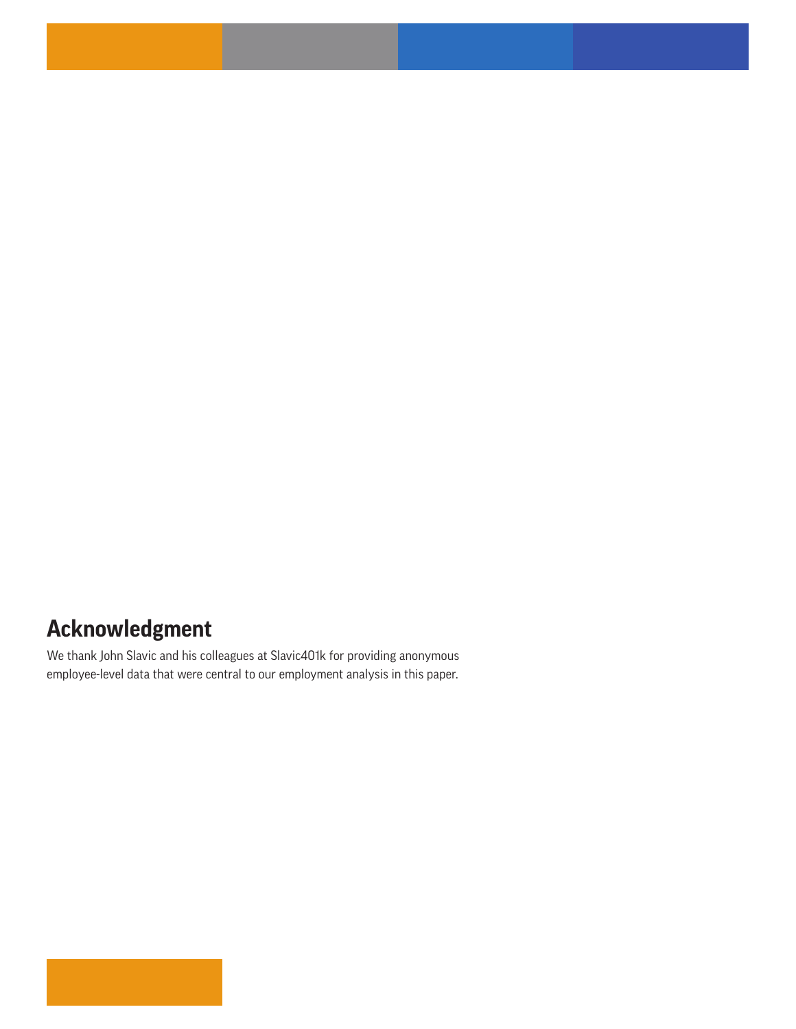## Acknowledgment

We thank John Slavic and his colleagues at Slavic401k for providing anonymous employee-level data that were central to our employment analysis in this paper.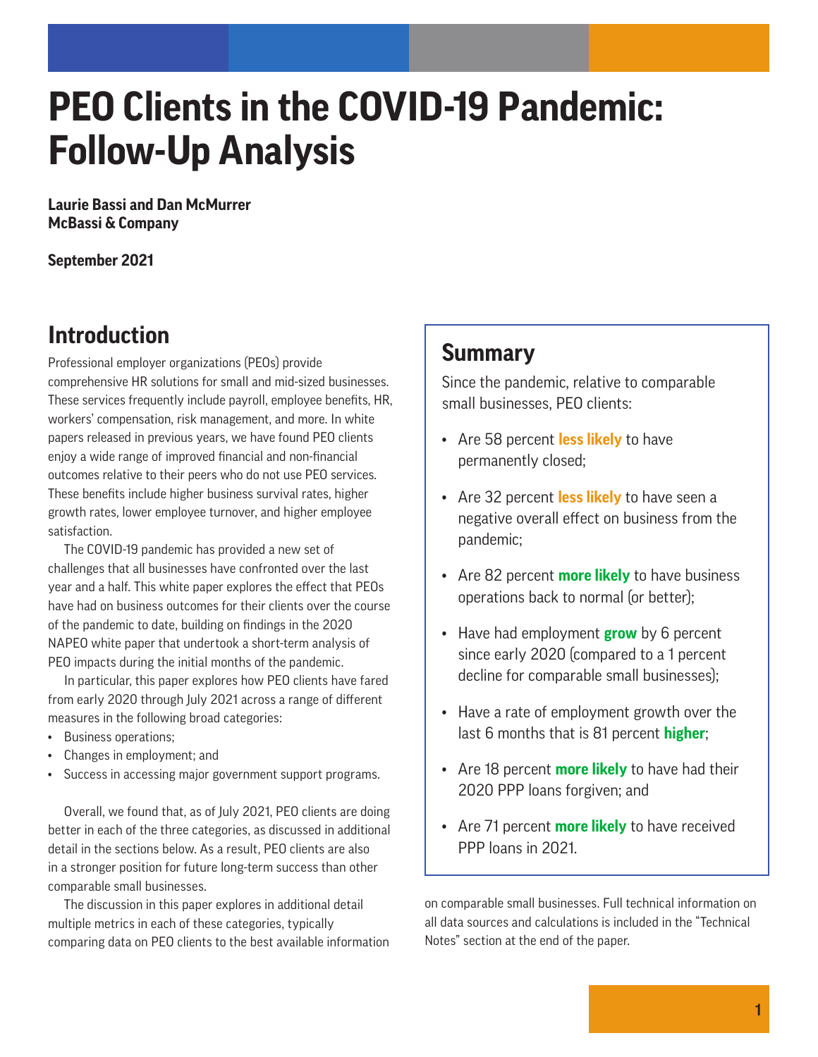# PEO Clients in the COVID-19 Pandemic: Follow-Up Analysis

**Laurie Bassi and Dan McMurrer**
**McBassi & Company**

**September 2021**

## Introduction

Professional employer organizations (PEOs) provide comprehensive HR solutions for small and mid-sized businesses. These services frequently include payroll, employee benefits, HR, workers' compensation, risk management, and more. In white papers released in previous years, we have found PEO clients enjoy a wide range of improved financial and non-financial outcomes relative to their peers who do not use PEO services. These benefits include higher business survival rates, higher growth rates, lower employee turnover, and higher employee satisfaction.

The COVID-19 pandemic has provided a new set of challenges that all businesses have confronted over the last year and a half. This white paper explores the effect that PEOs have had on business outcomes for their clients over the course of the pandemic to date, building on findings in the 2020 NAPEO white paper that undertook a short-term analysis of PEO impacts during the initial months of the pandemic.

In particular, this paper explores how PEO clients have fared from early 2020 through July 2021 across a range of different measures in the following broad categories:

- Business operations;
- Changes in employment; and
- Success in accessing major government support programs.

Overall, we found that, as of July 2021, PEO clients are doing better in each of the three categories, as discussed in additional detail in the sections below. As a result, PEO clients are also in a stronger position for future long-term success than other comparable small businesses.

The discussion in this paper explores in additional detail multiple metrics in each of these categories, typically comparing data on PEO clients to the best available information on comparable small businesses. Full technical information on all data sources and calculations is included in the "Technical Notes" section at the end of the paper.

## Summary

Since the pandemic, relative to comparable small businesses, PEO clients:

- Are 58 percent **less likely** to have permanently closed;
- Are 32 percent **less likely** to have seen a negative overall effect on business from the pandemic;
- Are 82 percent **more likely** to have business operations back to normal (or better);
- Have had employment **grow** by 6 percent since early 2020 (compared to a 1 percent decline for comparable small businesses);
- Have a rate of employment growth over the last 6 months that is 81 percent **higher**;
- Are 18 percent **more likely** to have had their 2020 PPP loans forgiven; and
- Are 71 percent **more likely** to have received PPP loans in 2021.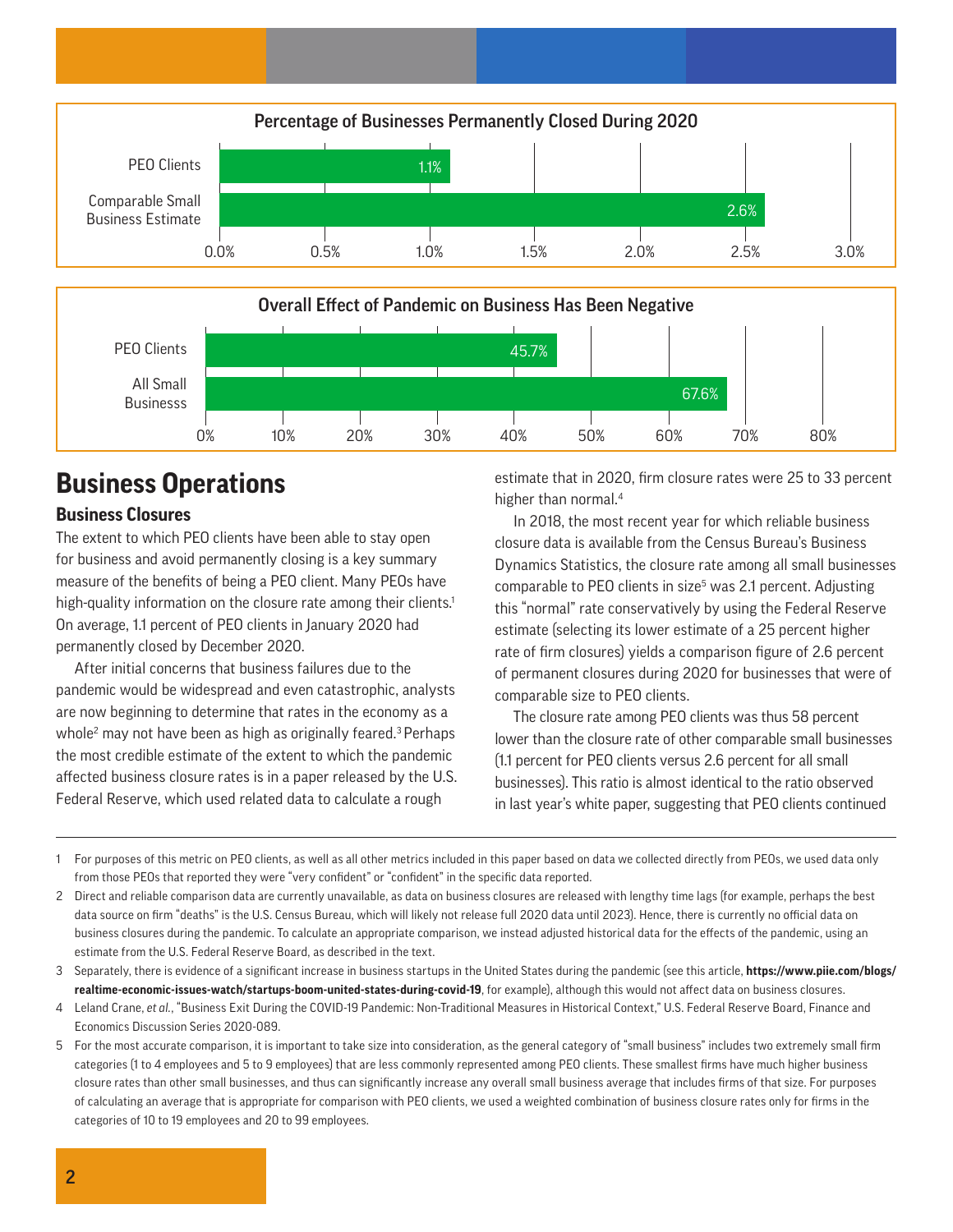**Percentage of Businesses Permanently Closed During 2020**

| | Percentage |
|---|---|
| PEO Clients | 1.1% |
| Comparable Small Business Estimate | 2.6% |

**Overall Effect of Pandemic on Business Has Been Negative**

| | Percentage |
|---|---|
| PEO Clients | 45.7% |
| All Small Businesss | 67.6% |

# Business Operations

## Business Closures

The extent to which PEO clients have been able to stay open for business and avoid permanently closing is a key summary measure of the benefits of being a PEO client. Many PEOs have high-quality information on the closure rate among their clients.[1] On average, 1.1 percent of PEO clients in January 2020 had permanently closed by December 2020.

After initial concerns that business failures due to the pandemic would be widespread and even catastrophic, analysts are now beginning to determine that rates in the economy as a whole[2] may not have been as high as originally feared.[3] Perhaps the most credible estimate of the extent to which the pandemic affected business closure rates is in a paper released by the U.S. Federal Reserve, which used related data to calculate a rough estimate that in 2020, firm closure rates were 25 to 33 percent higher than normal.[4]

In 2018, the most recent year for which reliable business closure data is available from the Census Bureau's Business Dynamics Statistics, the closure rate among all small businesses comparable to PEO clients in size[5] was 2.1 percent. Adjusting this "normal" rate conservatively by using the Federal Reserve estimate (selecting its lower estimate of a 25 percent higher rate of firm closures) yields a comparison figure of 2.6 percent of permanent closures during 2020 for businesses that were of comparable size to PEO clients.

The closure rate among PEO clients was thus 58 percent lower than the closure rate of other comparable small businesses (1.1 percent for PEO clients versus 2.6 percent for all small businesses). This ratio is almost identical to the ratio observed in last year's white paper, suggesting that PEO clients continued

---

1 For purposes of this metric on PEO clients, as well as all other metrics included in this paper based on data we collected directly from PEOs, we used data only from those PEOs that reported they were "very confident" or "confident" in the specific data reported.

2 Direct and reliable comparison data are currently unavailable, as data on business closures are released with lengthy time lags (for example, perhaps the best data source on firm "deaths" is the U.S. Census Bureau, which will likely not release full 2020 data until 2023). Hence, there is currently no official data on business closures during the pandemic. To calculate an appropriate comparison, we instead adjusted historical data for the effects of the pandemic, using an estimate from the U.S. Federal Reserve Board, as described in the text.

3 Separately, there is evidence of a significant increase in business startups in the United States during the pandemic (see this article, **https://www.piie.com/blogs/realtime-economic-issues-watch/startups-boom-united-states-during-covid-19**, for example), although this would not affect data on business closures.

4 Leland Crane, *et al.*, "Business Exit During the COVID-19 Pandemic: Non-Traditional Measures in Historical Context," U.S. Federal Reserve Board, Finance and Economics Discussion Series 2020-089.

5 For the most accurate comparison, it is important to take size into consideration, as the general category of "small business" includes two extremely small firm categories (1 to 4 employees and 5 to 9 employees) that are less commonly represented among PEO clients. These smallest firms have much higher business closure rates than other small businesses, and thus can significantly increase any overall small business average that includes firms of that size. For purposes of calculating an average that is appropriate for comparison with PEO clients, we used a weighted combination of business closure rates only for firms in the categories of 10 to 19 employees and 20 to 99 employees.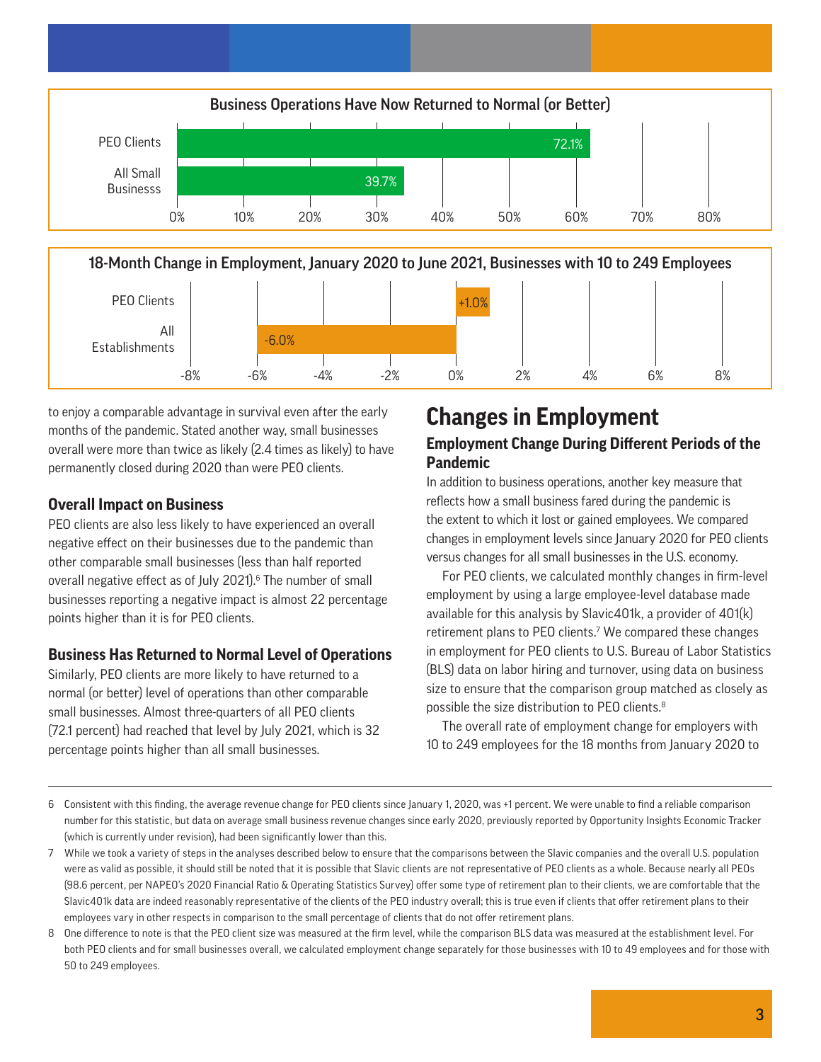**Business Operations Have Now Returned to Normal (or Better)**

| | |
|---|---|
| PEO Clients | 72.1% |
| All Small Businesss | 39.7% |

**18-Month Change in Employment, January 2020 to June 2021, Businesses with 10 to 249 Employees**

| | |
|---|---|
| PEO Clients | +1.0% |
| All Establishments | -6.0% |

to enjoy a comparable advantage in survival even after the early months of the pandemic. Stated another way, small businesses overall were more than twice as likely (2.4 times as likely) to have permanently closed during 2020 than were PEO clients.

### Overall Impact on Business

PEO clients are also less likely to have experienced an overall negative effect on their businesses due to the pandemic than other comparable small businesses (less than half reported overall negative effect as of July 2021).[6] The number of small businesses reporting a negative impact is almost 22 percentage points higher than it is for PEO clients.

### Business Has Returned to Normal Level of Operations

Similarly, PEO clients are more likely to have returned to a normal (or better) level of operations than other comparable small businesses. Almost three-quarters of all PEO clients (72.1 percent) had reached that level by July 2021, which is 32 percentage points higher than all small businesses.

## Changes in Employment

### Employment Change During Different Periods of the Pandemic

In addition to business operations, another key measure that reflects how a small business fared during the pandemic is the extent to which it lost or gained employees. We compared changes in employment levels since January 2020 for PEO clients versus changes for all small businesses in the U.S. economy.

For PEO clients, we calculated monthly changes in firm-level employment by using a large employee-level database made available for this analysis by Slavic401k, a provider of 401(k) retirement plans to PEO clients.[7] We compared these changes in employment for PEO clients to U.S. Bureau of Labor Statistics (BLS) data on labor hiring and turnover, using data on business size to ensure that the comparison group matched as closely as possible the size distribution to PEO clients.[8]

The overall rate of employment change for employers with 10 to 249 employees for the 18 months from January 2020 to

---

6 Consistent with this finding, the average revenue change for PEO clients since January 1, 2020, was +1 percent. We were unable to find a reliable comparison number for this statistic, but data on average small business revenue changes since early 2020, previously reported by Opportunity Insights Economic Tracker (which is currently under revision), had been significantly lower than this.

7 While we took a variety of steps in the analyses described below to ensure that the comparisons between the Slavic companies and the overall U.S. population were as valid as possible, it should still be noted that it is possible that Slavic clients are not representative of PEO clients as a whole. Because nearly all PEOs (98.6 percent, per NAPEO's 2020 Financial Ratio & Operating Statistics Survey) offer some type of retirement plan to their clients, we are comfortable that the Slavic401k data are indeed reasonably representative of the clients of the PEO industry overall; this is true even if clients that offer retirement plans to their employees vary in other respects in comparison to the small percentage of clients that do not offer retirement plans.

8 One difference to note is that the PEO client size was measured at the firm level, while the comparison BLS data was measured at the establishment level. For both PEO clients and for small businesses overall, we calculated employment change separately for those businesses with 10 to 49 employees and for those with 50 to 249 employees.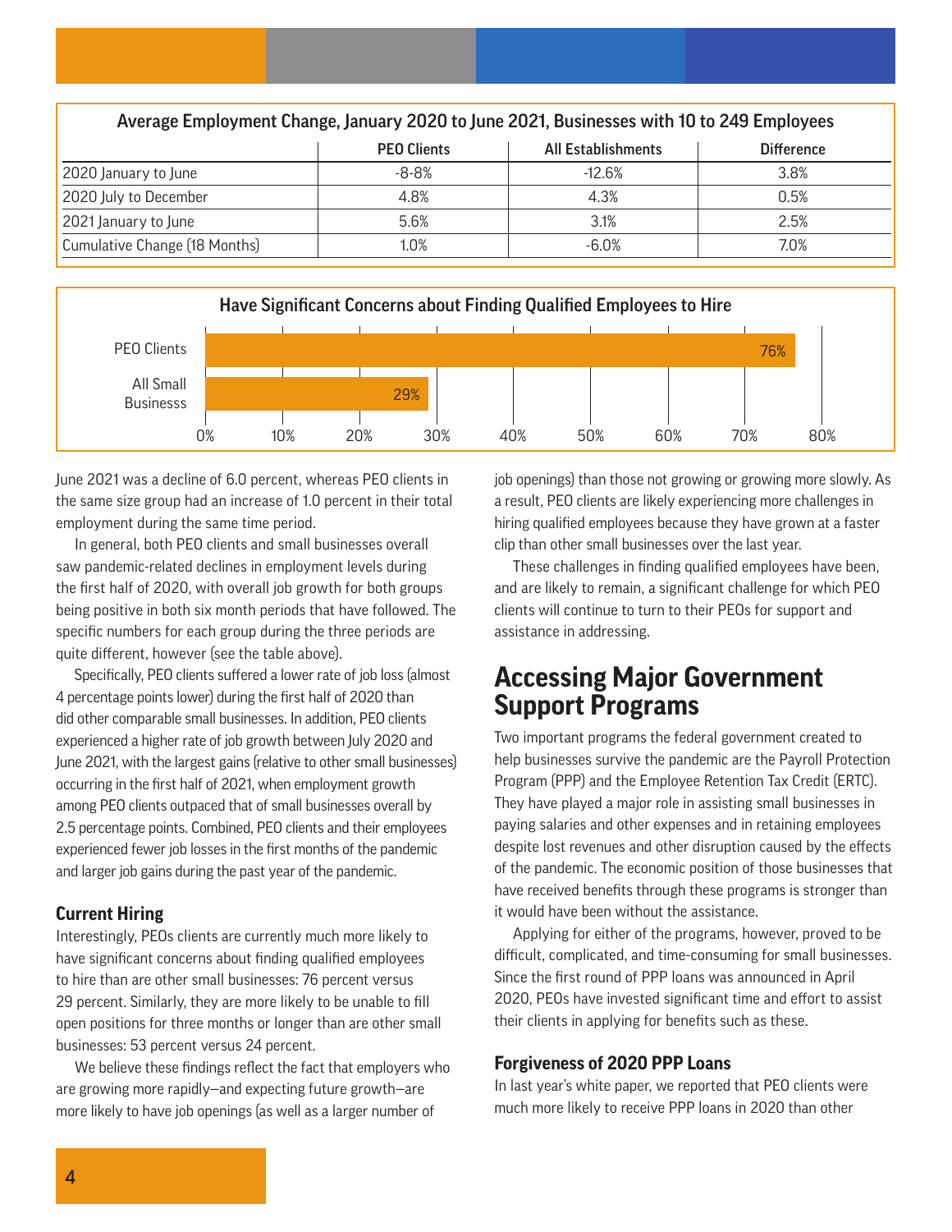**Average Employment Change, January 2020 to June 2021, Businesses with 10 to 249 Employees**

| | PEO Clients | All Establishments | Difference |
|---|---|---|---|
| 2020 January to June | -8-8% | -12.6% | 3.8% |
| 2020 July to December | 4.8% | 4.3% | 0.5% |
| 2021 January to June | 5.6% | 3.1% | 2.5% |
| Cumulative Change (18 Months) | 1.0% | -6.0% | 7.0% |

**Have Significant Concerns about Finding Qualified Employees to Hire**

| | |
|---|---|
| PEO Clients | 76% |
| All Small Businesss | 29% |

June 2021 was a decline of 6.0 percent, whereas PEO clients in the same size group had an increase of 1.0 percent in their total employment during the same time period.

In general, both PEO clients and small businesses overall saw pandemic-related declines in employment levels during the first half of 2020, with overall job growth for both groups being positive in both six month periods that have followed. The specific numbers for each group during the three periods are quite different, however (see the table above).

Specifically, PEO clients suffered a lower rate of job loss (almost 4 percentage points lower) during the first half of 2020 than did other comparable small businesses. In addition, PEO clients experienced a higher rate of job growth between July 2020 and June 2021, with the largest gains (relative to other small businesses) occurring in the first half of 2021, when employment growth among PEO clients outpaced that of small businesses overall by 2.5 percentage points. Combined, PEO clients and their employees experienced fewer job losses in the first months of the pandemic and larger job gains during the past year of the pandemic.

### Current Hiring

Interestingly, PEOs clients are currently much more likely to have significant concerns about finding qualified employees to hire than are other small businesses: 76 percent versus 29 percent. Similarly, they are more likely to be unable to fill open positions for three months or longer than are other small businesses: 53 percent versus 24 percent.

We believe these findings reflect the fact that employers who are growing more rapidly—and expecting future growth—are more likely to have job openings (as well as a larger number of job openings) than those not growing or growing more slowly. As a result, PEO clients are likely experiencing more challenges in hiring qualified employees because they have grown at a faster clip than other small businesses over the last year.

These challenges in finding qualified employees have been, and are likely to remain, a significant challenge for which PEO clients will continue to turn to their PEOs for support and assistance in addressing.

## Accessing Major Government Support Programs

Two important programs the federal government created to help businesses survive the pandemic are the Payroll Protection Program (PPP) and the Employee Retention Tax Credit (ERTC). They have played a major role in assisting small businesses in paying salaries and other expenses and in retaining employees despite lost revenues and other disruption caused by the effects of the pandemic. The economic position of those businesses that have received benefits through these programs is stronger than it would have been without the assistance.

Applying for either of the programs, however, proved to be difficult, complicated, and time-consuming for small businesses. Since the first round of PPP loans was announced in April 2020, PEOs have invested significant time and effort to assist their clients in applying for benefits such as these.

### Forgiveness of 2020 PPP Loans

In last year's white paper, we reported that PEO clients were much more likely to receive PPP loans in 2020 than other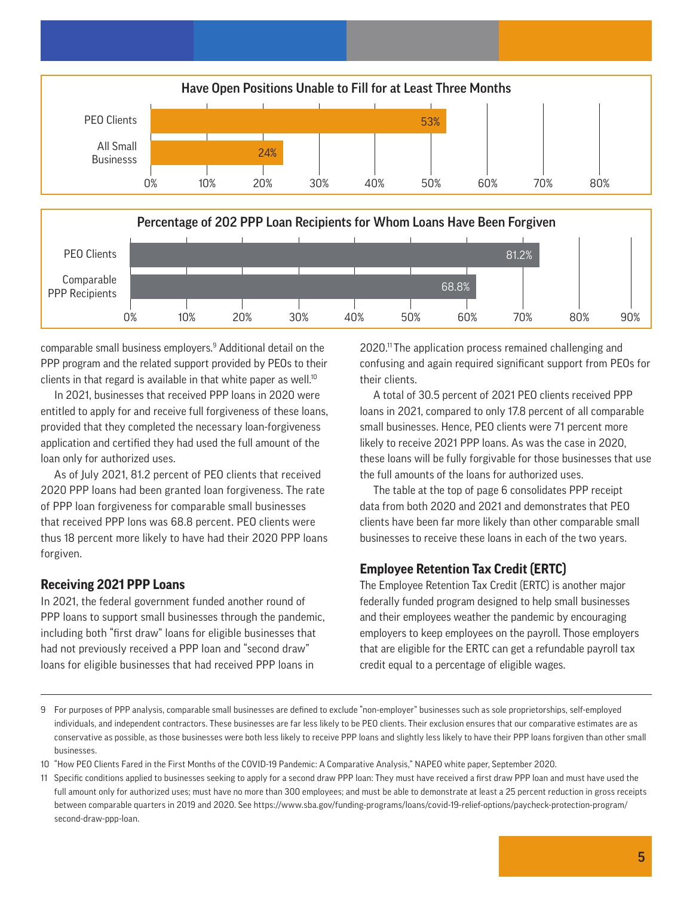**Have Open Positions Unable to Fill for at Least Three Months**

| | Percentage |
|---|---|
| PEO Clients | 53% |
| All Small Businesss | 24% |

**Percentage of 202 PPP Loan Recipients for Whom Loans Have Been Forgiven**

| | Percentage |
|---|---|
| PEO Clients | 81.2% |
| Comparable PPP Recipients | 68.8% |

comparable small business employers.[9] Additional detail on the PPP program and the related support provided by PEOs to their clients in that regard is available in that white paper as well.[10]

In 2021, businesses that received PPP loans in 2020 were entitled to apply for and receive full forgiveness of these loans, provided that they completed the necessary loan-forgiveness application and certified they had used the full amount of the loan only for authorized uses.

As of July 2021, 81.2 percent of PEO clients that received 2020 PPP loans had been granted loan forgiveness. The rate of PPP loan forgiveness for comparable small businesses that received PPP lons was 68.8 percent. PEO clients were thus 18 percent more likely to have had their 2020 PPP loans forgiven.

## Receiving 2021 PPP Loans

In 2021, the federal government funded another round of PPP loans to support small businesses through the pandemic, including both "first draw" loans for eligible businesses that had not previously received a PPP loan and "second draw" loans for eligible businesses that had received PPP loans in 2020.[11] The application process remained challenging and confusing and again required significant support from PEOs for their clients.

A total of 30.5 percent of 2021 PEO clients received PPP loans in 2021, compared to only 17.8 percent of all comparable small businesses. Hence, PEO clients were 71 percent more likely to receive 2021 PPP loans. As was the case in 2020, these loans will be fully forgivable for those businesses that use the full amounts of the loans for authorized uses.

The table at the top of page 6 consolidates PPP receipt data from both 2020 and 2021 and demonstrates that PEO clients have been far more likely than other comparable small businesses to receive these loans in each of the two years.

## Employee Retention Tax Credit (ERTC)

The Employee Retention Tax Credit (ERTC) is another major federally funded program designed to help small businesses and their employees weather the pandemic by encouraging employers to keep employees on the payroll. Those employers that are eligible for the ERTC can get a refundable payroll tax credit equal to a percentage of eligible wages.

---

9 For purposes of PPP analysis, comparable small businesses are defined to exclude "non-employer" businesses such as sole proprietorships, self-employed individuals, and independent contractors. These businesses are far less likely to be PEO clients. Their exclusion ensures that our comparative estimates are as conservative as possible, as those businesses were both less likely to receive PPP loans and slightly less likely to have their PPP loans forgiven than other small businesses.

10 "How PEO Clients Fared in the First Months of the COVID-19 Pandemic: A Comparative Analysis," NAPEO white paper, September 2020.

11 Specific conditions applied to businesses seeking to apply for a second draw PPP loan: They must have received a first draw PPP loan and must have used the full amount only for authorized uses; must have no more than 300 employees; and must be able to demonstrate at least a 25 percent reduction in gross receipts between comparable quarters in 2019 and 2020. See https://www.sba.gov/funding-programs/loans/covid-19-relief-options/paycheck-protection-program/second-draw-ppp-loan.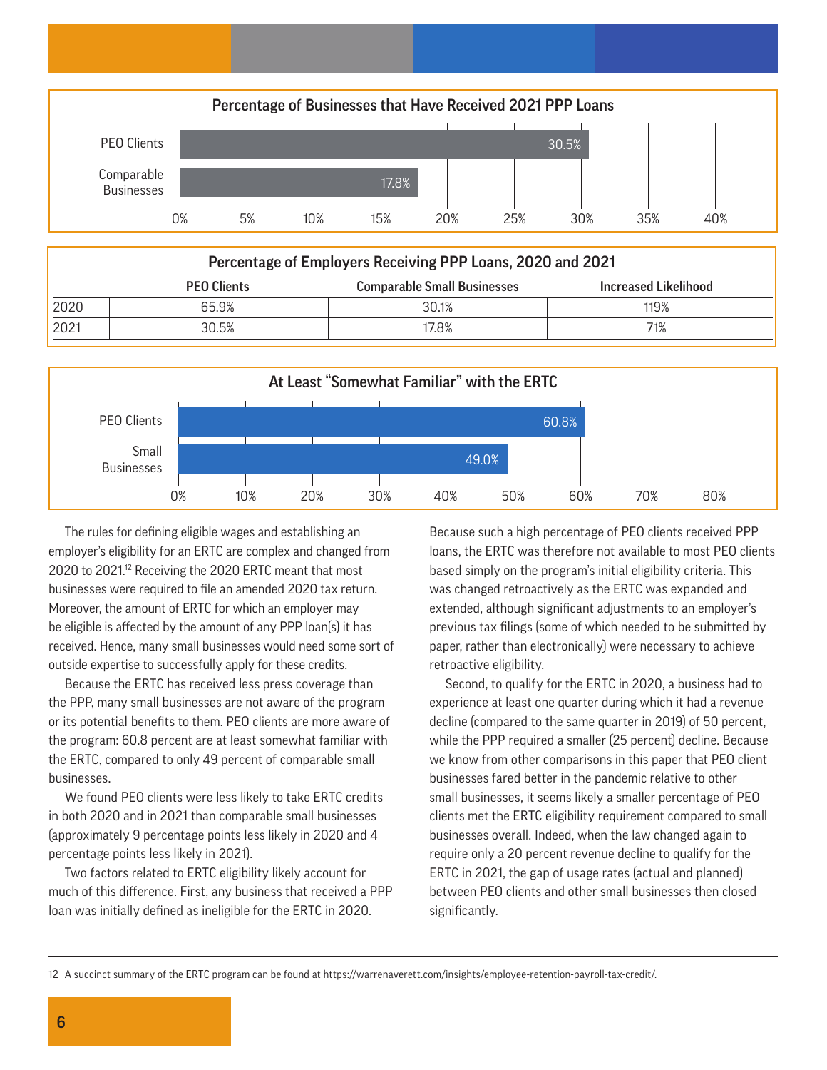**Percentage of Businesses that Have Received 2021 PPP Loans**

| | Percentage |
|---|---|
| PEO Clients | 30.5% |
| Comparable Businesses | 17.8% |

**Percentage of Employers Receiving PPP Loans, 2020 and 2021**

| | PEO Clients | Comparable Small Businesses | Increased Likelihood |
|---|---|---|---|
| 2020 | 65.9% | 30.1% | 119% |
| 2021 | 30.5% | 17.8% | 71% |

**At Least "Somewhat Familiar" with the ERTC**

| | Percentage |
|---|---|
| PEO Clients | 60.8% |
| Small Businesses | 49.0% |

The rules for defining eligible wages and establishing an employer's eligibility for an ERTC are complex and changed from 2020 to 2021.[12] Receiving the 2020 ERTC meant that most businesses were required to file an amended 2020 tax return. Moreover, the amount of ERTC for which an employer may be eligible is affected by the amount of any PPP loan(s) it has received. Hence, many small businesses would need some sort of outside expertise to successfully apply for these credits.

Because the ERTC has received less press coverage than the PPP, many small businesses are not aware of the program or its potential benefits to them. PEO clients are more aware of the program: 60.8 percent are at least somewhat familiar with the ERTC, compared to only 49 percent of comparable small businesses.

We found PEO clients were less likely to take ERTC credits in both 2020 and in 2021 than comparable small businesses (approximately 9 percentage points less likely in 2020 and 4 percentage points less likely in 2021).

Two factors related to ERTC eligibility likely account for much of this difference. First, any business that received a PPP loan was initially defined as ineligible for the ERTC in 2020. Because such a high percentage of PEO clients received PPP loans, the ERTC was therefore not available to most PEO clients based simply on the program's initial eligibility criteria. This was changed retroactively as the ERTC was expanded and extended, although significant adjustments to an employer's previous tax filings (some of which needed to be submitted by paper, rather than electronically) were necessary to achieve retroactive eligibility.

Second, to qualify for the ERTC in 2020, a business had to experience at least one quarter during which it had a revenue decline (compared to the same quarter in 2019) of 50 percent, while the PPP required a smaller (25 percent) decline. Because we know from other comparisons in this paper that PEO client businesses fared better in the pandemic relative to other small businesses, it seems likely a smaller percentage of PEO clients met the ERTC eligibility requirement compared to small businesses overall. Indeed, when the law changed again to require only a 20 percent revenue decline to qualify for the ERTC in 2021, the gap of usage rates (actual and planned) between PEO clients and other small businesses then closed significantly.

12 A succinct summary of the ERTC program can be found at https://warrenaverett.com/insights/employee-retention-payroll-tax-credit/.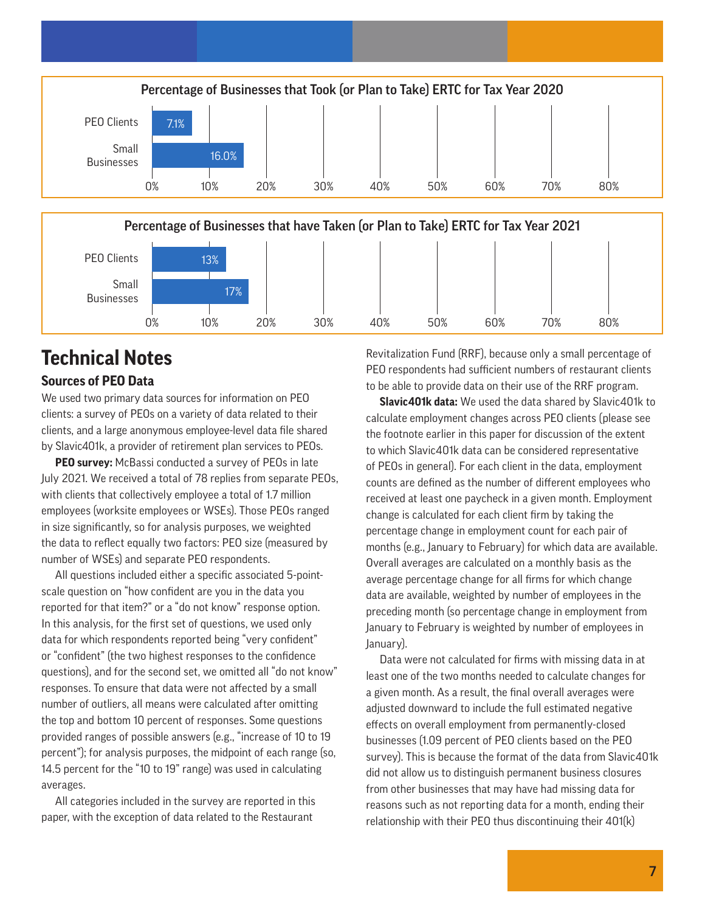**Percentage of Businesses that Took (or Plan to Take) ERTC for Tax Year 2020**

| | Percentage |
|---|---|
| PEO Clients | 7.1% |
| Small Businesses | 16.0% |

**Percentage of Businesses that have Taken (or Plan to Take) ERTC for Tax Year 2021**

| | Percentage |
|---|---|
| PEO Clients | 13% |
| Small Businesses | 17% |

# Technical Notes

## Sources of PEO Data

We used two primary data sources for information on PEO clients: a survey of PEOs on a variety of data related to their clients, and a large anonymous employee-level data file shared by Slavic401k, a provider of retirement plan services to PEOs.

**PEO survey:** McBassi conducted a survey of PEOs in late July 2021. We received a total of 78 replies from separate PEOs, with clients that collectively employee a total of 1.7 million employees (worksite employees or WSEs). Those PEOs ranged in size significantly, so for analysis purposes, we weighted the data to reflect equally two factors: PEO size (measured by number of WSEs) and separate PEO respondents.

All questions included either a specific associated 5-point-scale question on "how confident are you in the data you reported for that item?" or a "do not know" response option. In this analysis, for the first set of questions, we used only data for which respondents reported being "very confident" or "confident" (the two highest responses to the confidence questions), and for the second set, we omitted all "do not know" responses. To ensure that data were not affected by a small number of outliers, all means were calculated after omitting the top and bottom 10 percent of responses. Some questions provided ranges of possible answers (e.g., "increase of 10 to 19 percent"); for analysis purposes, the midpoint of each range (so, 14.5 percent for the "10 to 19" range) was used in calculating averages.

All categories included in the survey are reported in this paper, with the exception of data related to the Restaurant Revitalization Fund (RRF), because only a small percentage of PEO respondents had sufficient numbers of restaurant clients to be able to provide data on their use of the RRF program.

**Slavic401k data:** We used the data shared by Slavic401k to calculate employment changes across PEO clients (please see the footnote earlier in this paper for discussion of the extent to which Slavic401k data can be considered representative of PEOs in general). For each client in the data, employment counts are defined as the number of different employees who received at least one paycheck in a given month. Employment change is calculated for each client firm by taking the percentage change in employment count for each pair of months (e.g., January to February) for which data are available. Overall averages are calculated on a monthly basis as the average percentage change for all firms for which change data are available, weighted by number of employees in the preceding month (so percentage change in employment from January to February is weighted by number of employees in January).

Data were not calculated for firms with missing data in at least one of the two months needed to calculate changes for a given month. As a result, the final overall averages were adjusted downward to include the full estimated negative effects on overall employment from permanently-closed businesses (1.09 percent of PEO clients based on the PEO survey). This is because the format of the data from Slavic401k did not allow us to distinguish permanent business closures from other businesses that may have had missing data for reasons such as not reporting data for a month, ending their relationship with their PEO thus discontinuing their 401(k)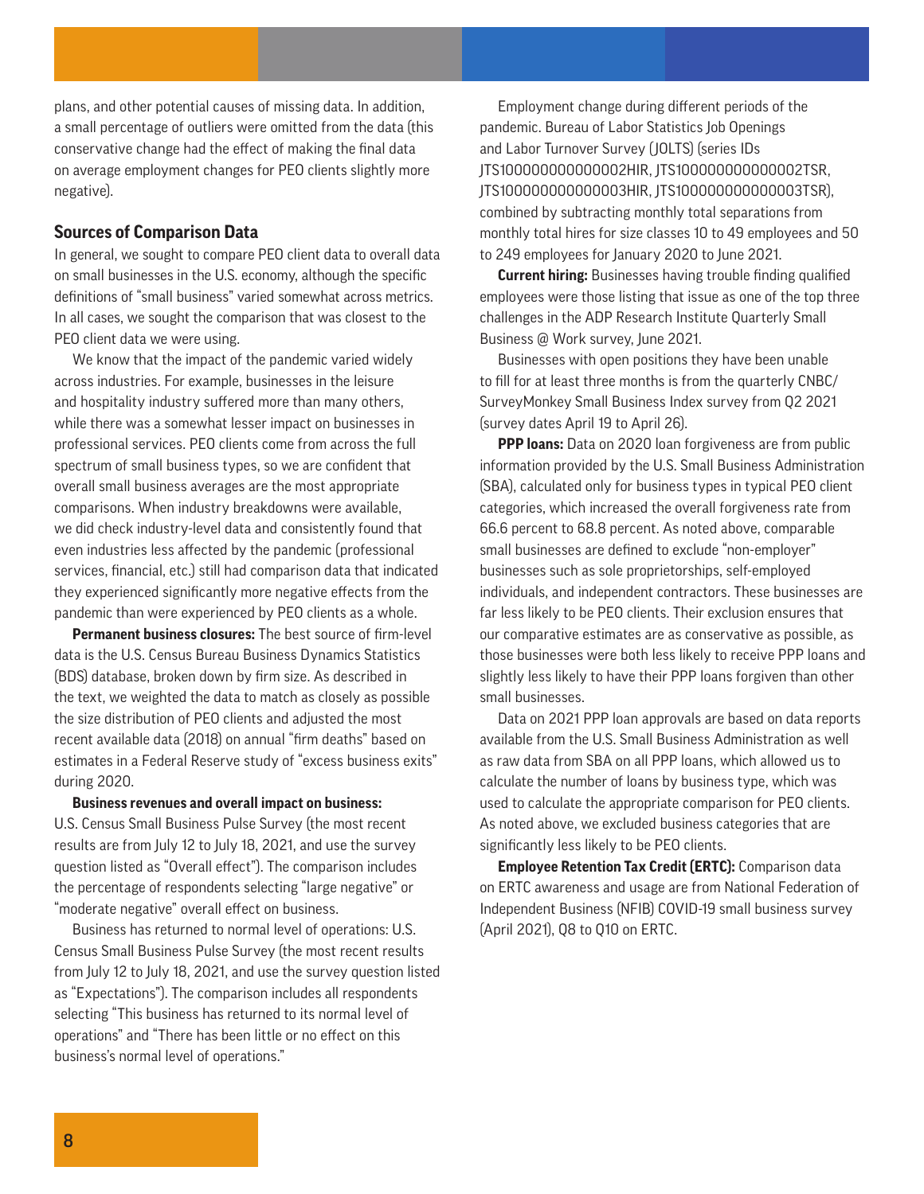plans, and other potential causes of missing data. In addition, a small percentage of outliers were omitted from the data (this conservative change had the effect of making the final data on average employment changes for PEO clients slightly more negative).

### Sources of Comparison Data

In general, we sought to compare PEO client data to overall data on small businesses in the U.S. economy, although the specific definitions of "small business" varied somewhat across metrics. In all cases, we sought the comparison that was closest to the PEO client data we were using.

We know that the impact of the pandemic varied widely across industries. For example, businesses in the leisure and hospitality industry suffered more than many others, while there was a somewhat lesser impact on businesses in professional services. PEO clients come from across the full spectrum of small business types, so we are confident that overall small business averages are the most appropriate comparisons. When industry breakdowns were available, we did check industry-level data and consistently found that even industries less affected by the pandemic (professional services, financial, etc.) still had comparison data that indicated they experienced significantly more negative effects from the pandemic than were experienced by PEO clients as a whole.

**Permanent business closures:** The best source of firm-level data is the U.S. Census Bureau Business Dynamics Statistics (BDS) database, broken down by firm size. As described in the text, we weighted the data to match as closely as possible the size distribution of PEO clients and adjusted the most recent available data (2018) on annual "firm deaths" based on estimates in a Federal Reserve study of "excess business exits" during 2020.

**Business revenues and overall impact on business:** U.S. Census Small Business Pulse Survey (the most recent results are from July 12 to July 18, 2021, and use the survey question listed as "Overall effect"). The comparison includes the percentage of respondents selecting "large negative" or "moderate negative" overall effect on business.

Business has returned to normal level of operations: U.S. Census Small Business Pulse Survey (the most recent results from July 12 to July 18, 2021, and use the survey question listed as "Expectations"). The comparison includes all respondents selecting "This business has returned to its normal level of operations" and "There has been little or no effect on this business's normal level of operations."

Employment change during different periods of the pandemic. Bureau of Labor Statistics Job Openings and Labor Turnover Survey (JOLTS) (series IDs JTS100000000000002HIR, JTS100000000000002TSR, JTS100000000000003HIR, JTS100000000000003TSR), combined by subtracting monthly total separations from monthly total hires for size classes 10 to 49 employees and 50 to 249 employees for January 2020 to June 2021.

**Current hiring:** Businesses having trouble finding qualified employees were those listing that issue as one of the top three challenges in the ADP Research Institute Quarterly Small Business @ Work survey, June 2021.

Businesses with open positions they have been unable to fill for at least three months is from the quarterly CNBC/SurveyMonkey Small Business Index survey from Q2 2021 (survey dates April 19 to April 26).

**PPP loans:** Data on 2020 loan forgiveness are from public information provided by the U.S. Small Business Administration (SBA), calculated only for business types in typical PEO client categories, which increased the overall forgiveness rate from 66.6 percent to 68.8 percent. As noted above, comparable small businesses are defined to exclude "non-employer" businesses such as sole proprietorships, self-employed individuals, and independent contractors. These businesses are far less likely to be PEO clients. Their exclusion ensures that our comparative estimates are as conservative as possible, as those businesses were both less likely to receive PPP loans and slightly less likely to have their PPP loans forgiven than other small businesses.

Data on 2021 PPP loan approvals are based on data reports available from the U.S. Small Business Administration as well as raw data from SBA on all PPP loans, which allowed us to calculate the number of loans by business type, which was used to calculate the appropriate comparison for PEO clients. As noted above, we excluded business categories that are significantly less likely to be PEO clients.

**Employee Retention Tax Credit (ERTC):** Comparison data on ERTC awareness and usage are from National Federation of Independent Business (NFIB) COVID-19 small business survey (April 2021), Q8 to Q10 on ERTC.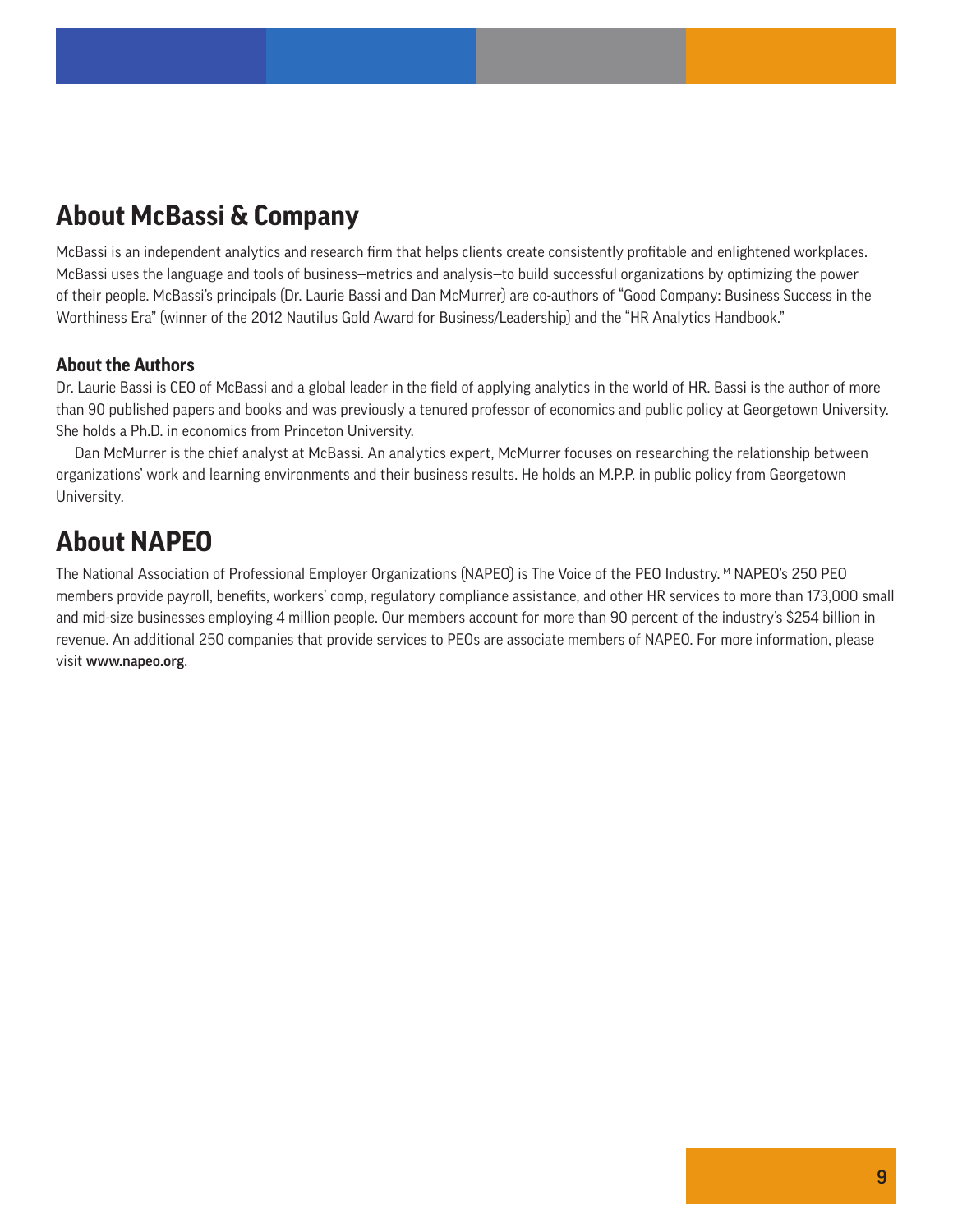## About McBassi & Company

McBassi is an independent analytics and research firm that helps clients create consistently profitable and enlightened workplaces. McBassi uses the language and tools of business—metrics and analysis—to build successful organizations by optimizing the power of their people. McBassi's principals (Dr. Laurie Bassi and Dan McMurrer) are co-authors of "Good Company: Business Success in the Worthiness Era" (winner of the 2012 Nautilus Gold Award for Business/Leadership) and the "HR Analytics Handbook."

### About the Authors

Dr. Laurie Bassi is CEO of McBassi and a global leader in the field of applying analytics in the world of HR. Bassi is the author of more than 90 published papers and books and was previously a tenured professor of economics and public policy at Georgetown University. She holds a Ph.D. in economics from Princeton University.

Dan McMurrer is the chief analyst at McBassi. An analytics expert, McMurrer focuses on researching the relationship between organizations' work and learning environments and their business results. He holds an M.P.P. in public policy from Georgetown University.

## About NAPEO

The National Association of Professional Employer Organizations (NAPEO) is The Voice of the PEO Industry.™ NAPEO's 250 PEO members provide payroll, benefits, workers' comp, regulatory compliance assistance, and other HR services to more than 173,000 small and mid-size businesses employing 4 million people. Our members account for more than 90 percent of the industry's $254 billion in revenue. An additional 250 companies that provide services to PEOs are associate members of NAPEO. For more information, please visit **www.napeo.org**.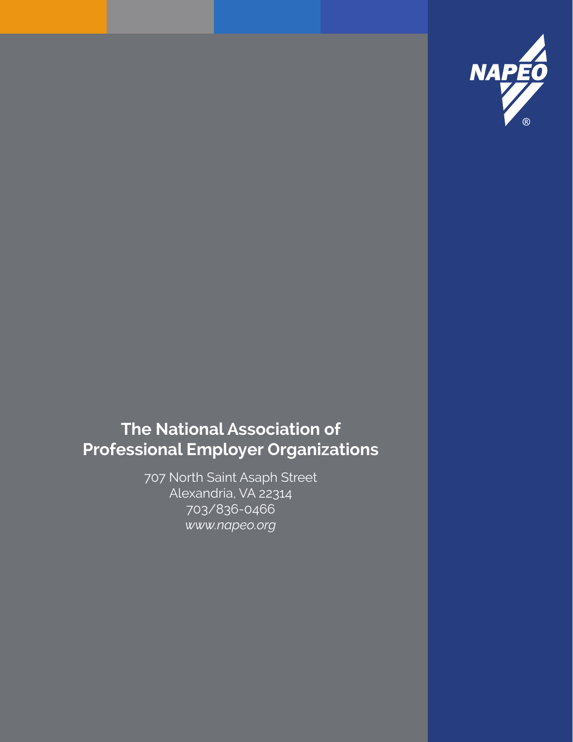NAPEO®

**The National Association of Professional Employer Organizations**

707 North Saint Asaph Street
Alexandria, VA 22314
703/836-0466
*www.napeo.org*